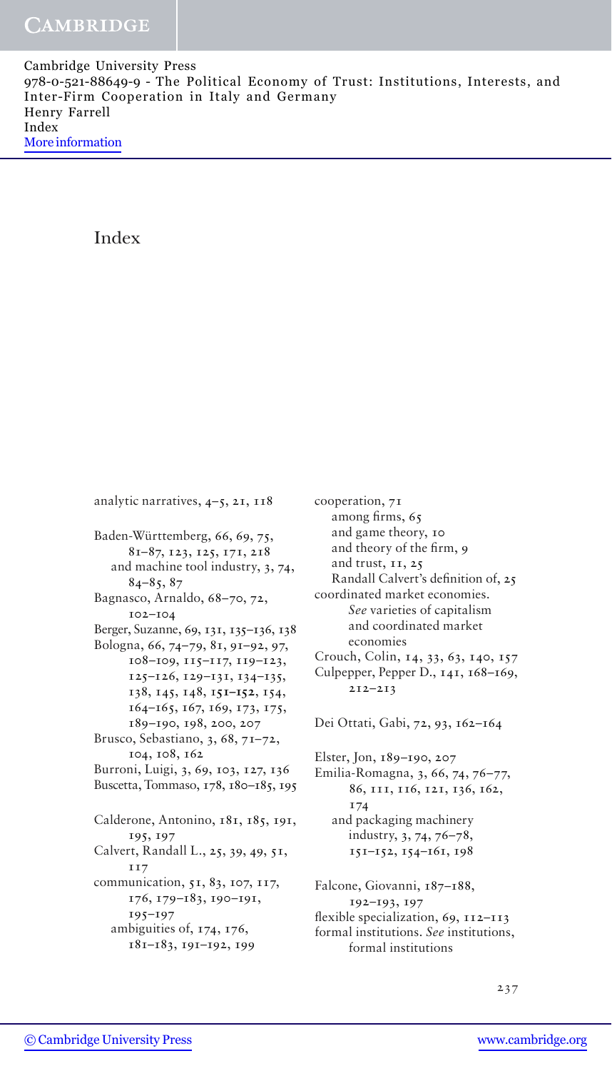# Index

analytic narratives, 4–5, 21, 118

Baden-Württemberg, 66, 69, 75, 81–87, 123, 125, 171, 218
- and machine tool industry, 3, 74, 84–85, 87

Bagnasco, Arnaldo, 68–70, 72, 102–104

Berger, Suzanne, 69, 131, 135–136, 138

Bologna, 66, 74–79, 81, 91–92, 97, 108–109, 115–117, 119–123, 125–126, 129–131, 134–135, 138, 145, 148, **151–152**, 154, 164–165, 167, 169, 173, 175, 189–190, 198, 200, 207

Brusco, Sebastiano, 3, 68, 71–72, 104, 108, 162

Burroni, Luigi, 3, 69, 103, 127, 136

Buscetta, Tommaso, 178, 180–185, 195

Calderone, Antonino, 181, 185, 191, 195, 197

Calvert, Randall L., 25, 39, 49, 51, 117

communication, 51, 83, 107, 117, 176, 179–183, 190–191, 195–197
- ambiguities of, 174, 176, 181–183, 191–192, 199

cooperation, 71
- among firms, 65
- and game theory, 10
- and theory of the firm, 9
- and trust, 11, 25
- Randall Calvert's definition of, 25

coordinated market economies. *See* varieties of capitalism and coordinated market economies

Crouch, Colin, 14, 33, 63, 140, 157

Culpepper, Pepper D., 141, 168–169, 212–213

Dei Ottati, Gabi, 72, 93, 162–164

Elster, Jon, 189–190, 207

Emilia-Romagna, 3, 66, 74, 76–77, 86, 111, 116, 121, 136, 162, 174
- and packaging machinery industry, 3, 74, 76–78, 151–152, 154–161, 198

Falcone, Giovanni, 187–188, 192–193, 197

flexible specialization, 69, 112–113

formal institutions. *See* institutions, formal institutions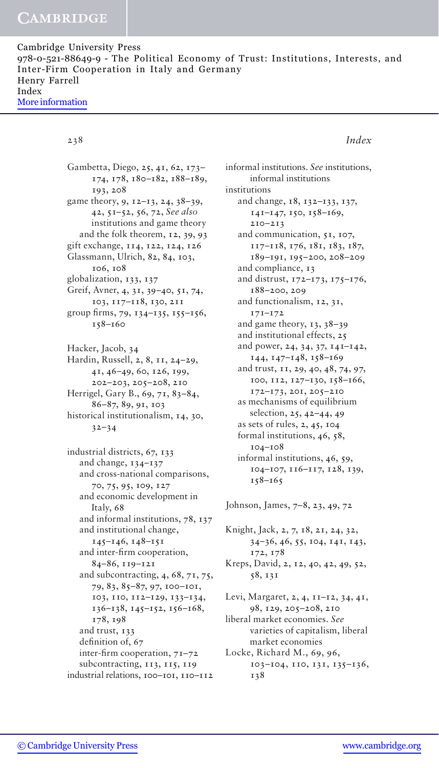Gambetta, Diego, 25, 41, 62, 173–174, 178, 180–182, 188–189, 193, 208
game theory, 9, 12–13, 24, 38–39, 42, 51–52, 56, 72, *See also* institutions and game theory
  and the folk theorem, 12, 39, 93
gift exchange, 114, 122, 124, 126
Glassmann, Ulrich, 82, 84, 103, 106, 108
globalization, 133, 137
Greif, Avner, 4, 31, 39–40, 51, 74, 103, 117–118, 130, 211
group firms, 79, 134–135, 155–156, 158–160

Hacker, Jacob, 34
Hardin, Russell, 2, 8, 11, 24–29, 41, 46–49, 60, 126, 199, 202–203, 205–208, 210
Herrigel, Gary B., 69, 71, 83–84, 86–87, 89, 91, 103
historical institutionalism, 14, 30, 32–34

industrial districts, 67, 133
  and change, 134–137
  and cross-national comparisons, 70, 75, 95, 109, 127
  and economic development in Italy, 68
  and informal institutions, 78, 137
  and institutional change, 145–146, 148–151
  and inter-firm cooperation, 84–86, 119–121
  and subcontracting, 4, 68, 71, 75, 79, 83, 85–87, 97, 100–101, 103, 110, 112–129, 133–134, 136–138, 145–152, 156–168, 178, 198
  and trust, 133
  definition of, 67
  inter-firm cooperation, 71–72
  subcontracting, 113, 115, 119
industrial relations, 100–101, 110–112

informal institutions. *See* institutions, informal institutions
institutions
  and change, 18, 132–133, 137, 141–147, 150, 158–169, 210–213
  and communication, 51, 107, 117–118, 176, 181, 183, 187, 189–191, 195–200, 208–209
  and compliance, 13
  and distrust, 172–173, 175–176, 188–200, 209
  and functionalism, 12, 31, 171–172
  and game theory, 13, 38–39
  and institutional effects, 25
  and power, 24, 34, 37, 141–142, 144, 147–148, 158–169
  and trust, 11, 29, 40, 48, 74, 97, 100, 112, 127–130, 158–166, 172–173, 201, 205–210
  as mechanisms of equilibrium selection, 25, 42–44, 49
  as sets of rules, 2, 45, 104
  formal institutions, 46, 58, 104–108
  informal institutions, 46, 59, 104–107, 116–117, 128, 139, 158–165

Johnson, James, 7–8, 23, 49, 72

Knight, Jack, 2, 7, 18, 21, 24, 32, 34–36, 46, 55, 104, 141, 143, 172, 178
Kreps, David, 2, 12, 40, 42, 49, 52, 58, 131

Levi, Margaret, 2, 4, 11–12, 34, 41, 98, 129, 205–208, 210
liberal market economies. *See* varieties of capitalism, liberal market economies
Locke, Richard M., 69, 96, 103–104, 110, 131, 135–136, 138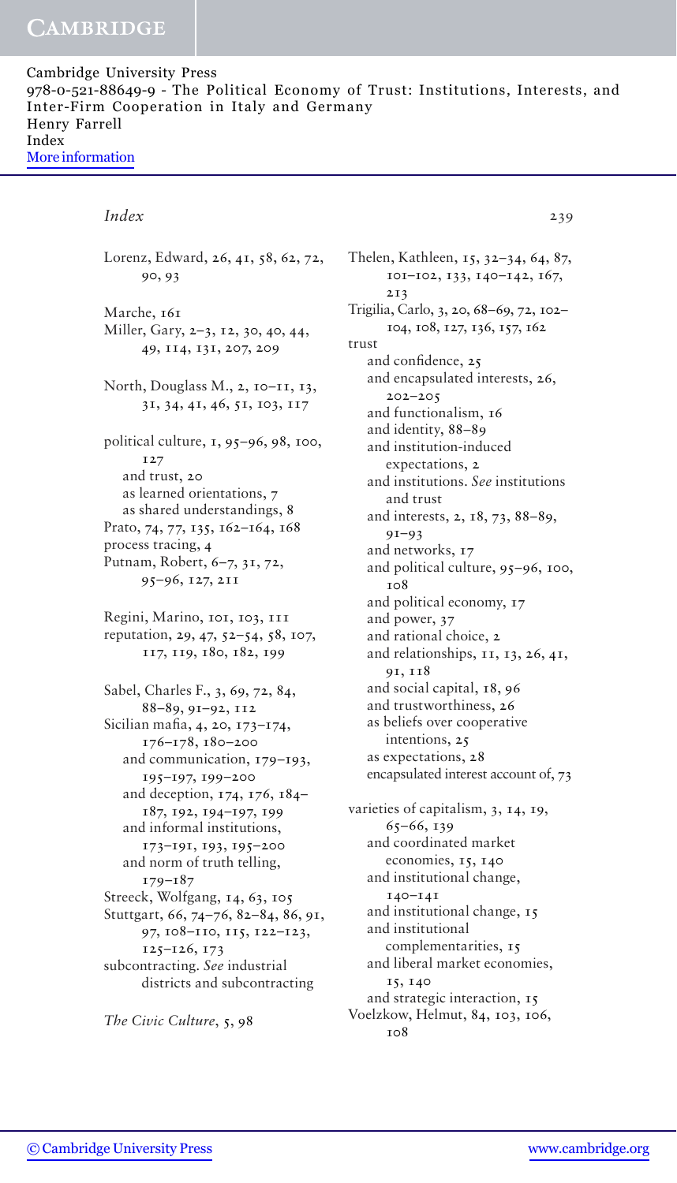Lorenz, Edward, 26, 41, 58, 62, 72, 90, 93

Marche, 161
Miller, Gary, 2–3, 12, 30, 40, 44, 49, 114, 131, 207, 209

North, Douglass M., 2, 10–11, 13, 31, 34, 41, 46, 51, 103, 117

political culture, 1, 95–96, 98, 100, 127
  and trust, 20
  as learned orientations, 7
  as shared understandings, 8
Prato, 74, 77, 135, 162–164, 168
process tracing, 4
Putnam, Robert, 6–7, 31, 72, 95–96, 127, 211

Regini, Marino, 101, 103, 111
reputation, 29, 47, 52–54, 58, 107, 117, 119, 180, 182, 199

Sabel, Charles F., 3, 69, 72, 84, 88–89, 91–92, 112
Sicilian mafia, 4, 20, 173–174, 176–178, 180–200
  and communication, 179–193, 195–197, 199–200
  and deception, 174, 176, 184–187, 192, 194–197, 199
  and informal institutions, 173–191, 193, 195–200
  and norm of truth telling, 179–187
Streeck, Wolfgang, 14, 63, 105
Stuttgart, 66, 74–76, 82–84, 86, 91, 97, 108–110, 115, 122–123, 125–126, 173
subcontracting. *See* industrial districts and subcontracting

*The Civic Culture*, 5, 98

Thelen, Kathleen, 15, 32–34, 64, 87, 101–102, 133, 140–142, 167, 213
Trigilia, Carlo, 3, 20, 68–69, 72, 102–104, 108, 127, 136, 157, 162
trust
  and confidence, 25
  and encapsulated interests, 26, 202–205
  and functionalism, 16
  and identity, 88–89
  and institution-induced expectations, 2
  and institutions. *See* institutions and trust
  and interests, 2, 18, 73, 88–89, 91–93
  and networks, 17
  and political culture, 95–96, 100, 108
  and political economy, 17
  and power, 37
  and rational choice, 2
  and relationships, 11, 13, 26, 41, 91, 118
  and social capital, 18, 96
  and trustworthiness, 26
  as beliefs over cooperative intentions, 25
  as expectations, 28
  encapsulated interest account of, 73

varieties of capitalism, 3, 14, 19, 65–66, 139
  and coordinated market economies, 15, 140
  and institutional change, 140–141
  and institutional change, 15
  and institutional complementarities, 15
  and liberal market economies, 15, 140
  and strategic interaction, 15
Voelzkow, Helmut, 84, 103, 106, 108